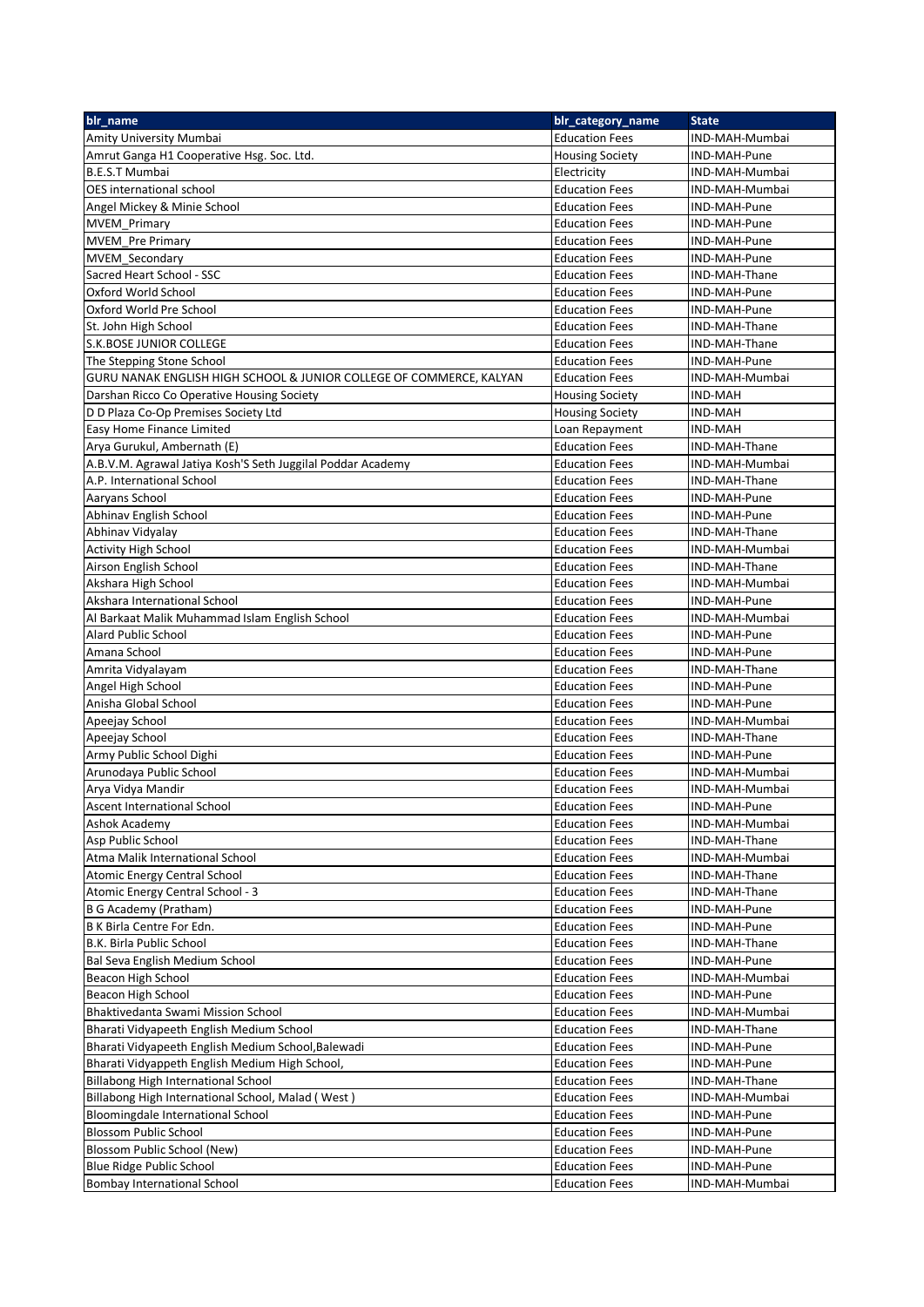| blr_name | blr_category_name | State |
| --- | --- | --- |
| Amity University Mumbai | Education Fees | IND-MAH-Mumbai |
| Amrut Ganga H1 Cooperative Hsg. Soc. Ltd. | Housing Society | IND-MAH-Pune |
| B.E.S.T Mumbai | Electricity | IND-MAH-Mumbai |
| OES international school | Education Fees | IND-MAH-Mumbai |
| Angel Mickey & Minie School | Education Fees | IND-MAH-Pune |
| MVEM_Primary | Education Fees | IND-MAH-Pune |
| MVEM_Pre Primary | Education Fees | IND-MAH-Pune |
| MVEM_Secondary | Education Fees | IND-MAH-Pune |
| Sacred Heart School - SSC | Education Fees | IND-MAH-Thane |
| Oxford World School | Education Fees | IND-MAH-Pune |
| Oxford World Pre School | Education Fees | IND-MAH-Pune |
| St. John High School | Education Fees | IND-MAH-Thane |
| S.K.BOSE JUNIOR COLLEGE | Education Fees | IND-MAH-Thane |
| The Stepping Stone School | Education Fees | IND-MAH-Pune |
| GURU NANAK ENGLISH HIGH SCHOOL & JUNIOR COLLEGE OF COMMERCE, KALYAN | Education Fees | IND-MAH-Mumbai |
| Darshan Ricco Co Operative Housing Society | Housing Society | IND-MAH |
| D D Plaza Co-Op Premises Society Ltd | Housing Society | IND-MAH |
| Easy Home Finance Limited | Loan Repayment | IND-MAH |
| Arya Gurukul, Ambernath (E) | Education Fees | IND-MAH-Thane |
| A.B.V.M. Agrawal Jatiya Kosh'S Seth Juggilal Poddar Academy | Education Fees | IND-MAH-Mumbai |
| A.P. International School | Education Fees | IND-MAH-Thane |
| Aaryans School | Education Fees | IND-MAH-Pune |
| Abhinav English School | Education Fees | IND-MAH-Pune |
| Abhinav Vidyalay | Education Fees | IND-MAH-Thane |
| Activity High School | Education Fees | IND-MAH-Mumbai |
| Airson English School | Education Fees | IND-MAH-Thane |
| Akshara High School | Education Fees | IND-MAH-Mumbai |
| Akshara International School | Education Fees | IND-MAH-Pune |
| Al Barkaat Malik Muhammad Islam English School | Education Fees | IND-MAH-Mumbai |
| Alard Public School | Education Fees | IND-MAH-Pune |
| Amana School | Education Fees | IND-MAH-Pune |
| Amrita Vidyalayam | Education Fees | IND-MAH-Thane |
| Angel High School | Education Fees | IND-MAH-Pune |
| Anisha Global School | Education Fees | IND-MAH-Pune |
| Apeejay School | Education Fees | IND-MAH-Mumbai |
| Apeejay School | Education Fees | IND-MAH-Thane |
| Army Public School Dighi | Education Fees | IND-MAH-Pune |
| Arunodaya Public School | Education Fees | IND-MAH-Mumbai |
| Arya Vidya Mandir | Education Fees | IND-MAH-Mumbai |
| Ascent International School | Education Fees | IND-MAH-Pune |
| Ashok Academy | Education Fees | IND-MAH-Mumbai |
| Asp Public School | Education Fees | IND-MAH-Thane |
| Atma Malik International School | Education Fees | IND-MAH-Mumbai |
| Atomic Energy Central School | Education Fees | IND-MAH-Thane |
| Atomic Energy Central School - 3 | Education Fees | IND-MAH-Thane |
| B G Academy (Pratham) | Education Fees | IND-MAH-Pune |
| B K Birla Centre For Edn. | Education Fees | IND-MAH-Pune |
| B.K. Birla Public School | Education Fees | IND-MAH-Thane |
| Bal Seva English Medium School | Education Fees | IND-MAH-Pune |
| Beacon High School | Education Fees | IND-MAH-Mumbai |
| Beacon High School | Education Fees | IND-MAH-Pune |
| Bhaktivedanta Swami Mission School | Education Fees | IND-MAH-Mumbai |
| Bharati Vidyapeeth English Medium School | Education Fees | IND-MAH-Thane |
| Bharati Vidyapeeth English Medium School,Balewadi | Education Fees | IND-MAH-Pune |
| Bharati Vidyappeth English Medium High School, | Education Fees | IND-MAH-Pune |
| Billabong High International School | Education Fees | IND-MAH-Thane |
| Billabong High International School, Malad ( West ) | Education Fees | IND-MAH-Mumbai |
| Bloomingdale International School | Education Fees | IND-MAH-Pune |
| Blossom Public School | Education Fees | IND-MAH-Pune |
| Blossom Public School (New) | Education Fees | IND-MAH-Pune |
| Blue Ridge Public School | Education Fees | IND-MAH-Pune |
| Bombay International School | Education Fees | IND-MAH-Mumbai |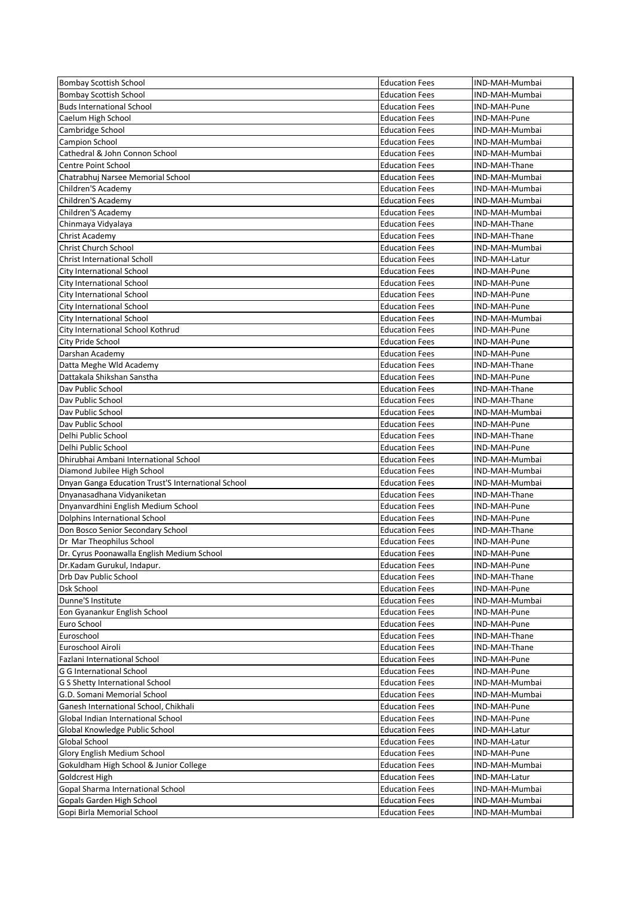| Bombay Scottish School | Education Fees | IND-MAH-Mumbai |
|---|---|---|
| Bombay Scottish School | Education Fees | IND-MAH-Mumbai |
| Buds International School | Education Fees | IND-MAH-Pune |
| Caelum High School | Education Fees | IND-MAH-Pune |
| Cambridge School | Education Fees | IND-MAH-Mumbai |
| Campion School | Education Fees | IND-MAH-Mumbai |
| Cathedral & John Connon School | Education Fees | IND-MAH-Mumbai |
| Centre Point School | Education Fees | IND-MAH-Thane |
| Chatrabhuj Narsee Memorial School | Education Fees | IND-MAH-Mumbai |
| Children'S Academy | Education Fees | IND-MAH-Mumbai |
| Children'S Academy | Education Fees | IND-MAH-Mumbai |
| Children'S Academy | Education Fees | IND-MAH-Mumbai |
| Chinmaya Vidyalaya | Education Fees | IND-MAH-Thane |
| Christ Academy | Education Fees | IND-MAH-Thane |
| Christ Church School | Education Fees | IND-MAH-Mumbai |
| Christ International Scholl | Education Fees | IND-MAH-Latur |
| City International School | Education Fees | IND-MAH-Pune |
| City International School | Education Fees | IND-MAH-Pune |
| City International School | Education Fees | IND-MAH-Pune |
| City International School | Education Fees | IND-MAH-Pune |
| City International School | Education Fees | IND-MAH-Mumbai |
| City International School Kothrud | Education Fees | IND-MAH-Pune |
| City Pride School | Education Fees | IND-MAH-Pune |
| Darshan Academy | Education Fees | IND-MAH-Pune |
| Datta Meghe Wld Academy | Education Fees | IND-MAH-Thane |
| Dattakala Shikshan Sanstha | Education Fees | IND-MAH-Pune |
| Dav Public School | Education Fees | IND-MAH-Thane |
| Dav Public School | Education Fees | IND-MAH-Thane |
| Dav Public School | Education Fees | IND-MAH-Mumbai |
| Dav Public School | Education Fees | IND-MAH-Pune |
| Delhi Public School | Education Fees | IND-MAH-Thane |
| Delhi Public School | Education Fees | IND-MAH-Pune |
| Dhirubhai Ambani International School | Education Fees | IND-MAH-Mumbai |
| Diamond Jubilee High School | Education Fees | IND-MAH-Mumbai |
| Dnyan Ganga Education Trust'S International School | Education Fees | IND-MAH-Mumbai |
| Dnyanasadhana Vidyaniketan | Education Fees | IND-MAH-Thane |
| Dnyanvardhini English Medium School | Education Fees | IND-MAH-Pune |
| Dolphins International School | Education Fees | IND-MAH-Pune |
| Don Bosco Senior Secondary School | Education Fees | IND-MAH-Thane |
| Dr Mar Theophilus School | Education Fees | IND-MAH-Pune |
| Dr. Cyrus Poonawalla English Medium School | Education Fees | IND-MAH-Pune |
| Dr.Kadam Gurukul, Indapur. | Education Fees | IND-MAH-Pune |
| Drb Dav Public School | Education Fees | IND-MAH-Thane |
| Dsk School | Education Fees | IND-MAH-Pune |
| Dunne'S Institute | Education Fees | IND-MAH-Mumbai |
| Eon Gyanankur English School | Education Fees | IND-MAH-Pune |
| Euro School | Education Fees | IND-MAH-Pune |
| Euroschool | Education Fees | IND-MAH-Thane |
| Euroschool Airoli | Education Fees | IND-MAH-Thane |
| Fazlani International School | Education Fees | IND-MAH-Pune |
| G G International School | Education Fees | IND-MAH-Pune |
| G S Shetty International School | Education Fees | IND-MAH-Mumbai |
| G.D. Somani Memorial School | Education Fees | IND-MAH-Mumbai |
| Ganesh International School, Chikhali | Education Fees | IND-MAH-Pune |
| Global Indian International School | Education Fees | IND-MAH-Pune |
| Global Knowledge Public School | Education Fees | IND-MAH-Latur |
| Global School | Education Fees | IND-MAH-Latur |
| Glory English Medium School | Education Fees | IND-MAH-Pune |
| Gokuldham High School & Junior College | Education Fees | IND-MAH-Mumbai |
| Goldcrest High | Education Fees | IND-MAH-Latur |
| Gopal Sharma International School | Education Fees | IND-MAH-Mumbai |
| Gopals Garden High School | Education Fees | IND-MAH-Mumbai |
| Gopi Birla Memorial School | Education Fees | IND-MAH-Mumbai |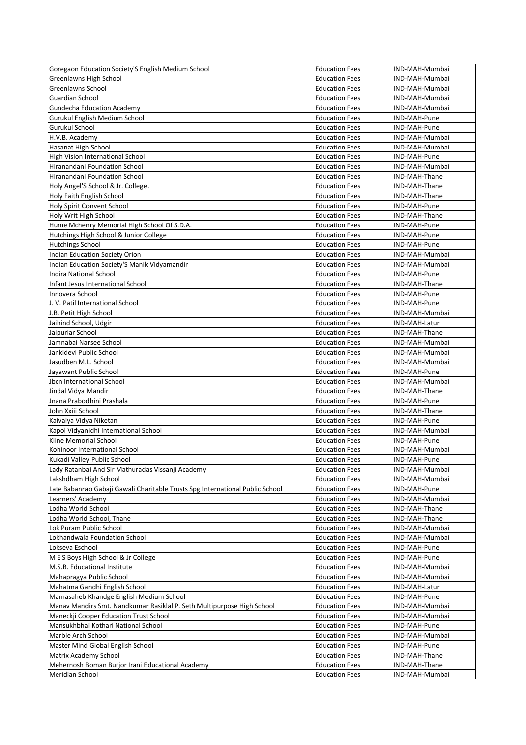| Goregaon Education Society'S English Medium School | Education Fees | IND-MAH-Mumbai |
|---|---|---|
| Greenlawns High School | Education Fees | IND-MAH-Mumbai |
| Greenlawns School | Education Fees | IND-MAH-Mumbai |
| Guardian School | Education Fees | IND-MAH-Mumbai |
| Gundecha Education Academy | Education Fees | IND-MAH-Mumbai |
| Gurukul English Medium School | Education Fees | IND-MAH-Pune |
| Gurukul School | Education Fees | IND-MAH-Pune |
| H.V.B. Academy | Education Fees | IND-MAH-Mumbai |
| Hasanat High School | Education Fees | IND-MAH-Mumbai |
| High Vision International School | Education Fees | IND-MAH-Pune |
| Hiranandani Foundation School | Education Fees | IND-MAH-Mumbai |
| Hiranandani Foundation School | Education Fees | IND-MAH-Thane |
| Holy Angel'S School & Jr. College. | Education Fees | IND-MAH-Thane |
| Holy Faith English School | Education Fees | IND-MAH-Thane |
| Holy Spirit Convent School | Education Fees | IND-MAH-Pune |
| Holy Writ High School | Education Fees | IND-MAH-Thane |
| Hume Mchenry Memorial High School Of S.D.A. | Education Fees | IND-MAH-Pune |
| Hutchings High School & Junior College | Education Fees | IND-MAH-Pune |
| Hutchings School | Education Fees | IND-MAH-Pune |
| Indian Education Society Orion | Education Fees | IND-MAH-Mumbai |
| Indian Education Society'S Manik Vidyamandir | Education Fees | IND-MAH-Mumbai |
| Indira National School | Education Fees | IND-MAH-Pune |
| Infant Jesus International School | Education Fees | IND-MAH-Thane |
| Innovera School | Education Fees | IND-MAH-Pune |
| J. V. Patil International School | Education Fees | IND-MAH-Pune |
| J.B. Petit High School | Education Fees | IND-MAH-Mumbai |
| Jaihind School, Udgir | Education Fees | IND-MAH-Latur |
| Jaipuriar School | Education Fees | IND-MAH-Thane |
| Jamnabai Narsee School | Education Fees | IND-MAH-Mumbai |
| Jankidevi Public School | Education Fees | IND-MAH-Mumbai |
| Jasudben M.L. School | Education Fees | IND-MAH-Mumbai |
| Jayawant Public School | Education Fees | IND-MAH-Pune |
| Jbcn International School | Education Fees | IND-MAH-Mumbai |
| Jindal Vidya Mandir | Education Fees | IND-MAH-Thane |
| Jnana Prabodhini Prashala | Education Fees | IND-MAH-Pune |
| John Xxiii School | Education Fees | IND-MAH-Thane |
| Kaivalya Vidya Niketan | Education Fees | IND-MAH-Pune |
| Kapol Vidyanidhi International School | Education Fees | IND-MAH-Mumbai |
| Kline Memorial School | Education Fees | IND-MAH-Pune |
| Kohinoor International School | Education Fees | IND-MAH-Mumbai |
| Kukadi Valley Public School | Education Fees | IND-MAH-Pune |
| Lady Ratanbai And Sir Mathuradas Vissanji Academy | Education Fees | IND-MAH-Mumbai |
| Lakshdham High School | Education Fees | IND-MAH-Mumbai |
| Late Babanrao Gabaji Gawali Charitable Trusts Spg International Public School | Education Fees | IND-MAH-Pune |
| Learners' Academy | Education Fees | IND-MAH-Mumbai |
| Lodha World School | Education Fees | IND-MAH-Thane |
| Lodha World School, Thane | Education Fees | IND-MAH-Thane |
| Lok Puram Public School | Education Fees | IND-MAH-Mumbai |
| Lokhandwala Foundation School | Education Fees | IND-MAH-Mumbai |
| Lokseva Eschool | Education Fees | IND-MAH-Pune |
| M E S Boys High School & Jr College | Education Fees | IND-MAH-Pune |
| M.S.B. Educational Institute | Education Fees | IND-MAH-Mumbai |
| Mahapragya Public School | Education Fees | IND-MAH-Mumbai |
| Mahatma Gandhi English School | Education Fees | IND-MAH-Latur |
| Mamasaheb Khandge English Medium School | Education Fees | IND-MAH-Pune |
| Manav Mandirs Smt. Nandkumar Rasiklal P. Seth Multipurpose High School | Education Fees | IND-MAH-Mumbai |
| Maneckji Cooper Education Trust School | Education Fees | IND-MAH-Mumbai |
| Mansukhbhai Kothari National School | Education Fees | IND-MAH-Pune |
| Marble Arch School | Education Fees | IND-MAH-Mumbai |
| Master Mind Global English School | Education Fees | IND-MAH-Pune |
| Matrix Academy School | Education Fees | IND-MAH-Thane |
| Mehernosh Boman Burjor Irani Educational Academy | Education Fees | IND-MAH-Thane |
| Meridian School | Education Fees | IND-MAH-Mumbai |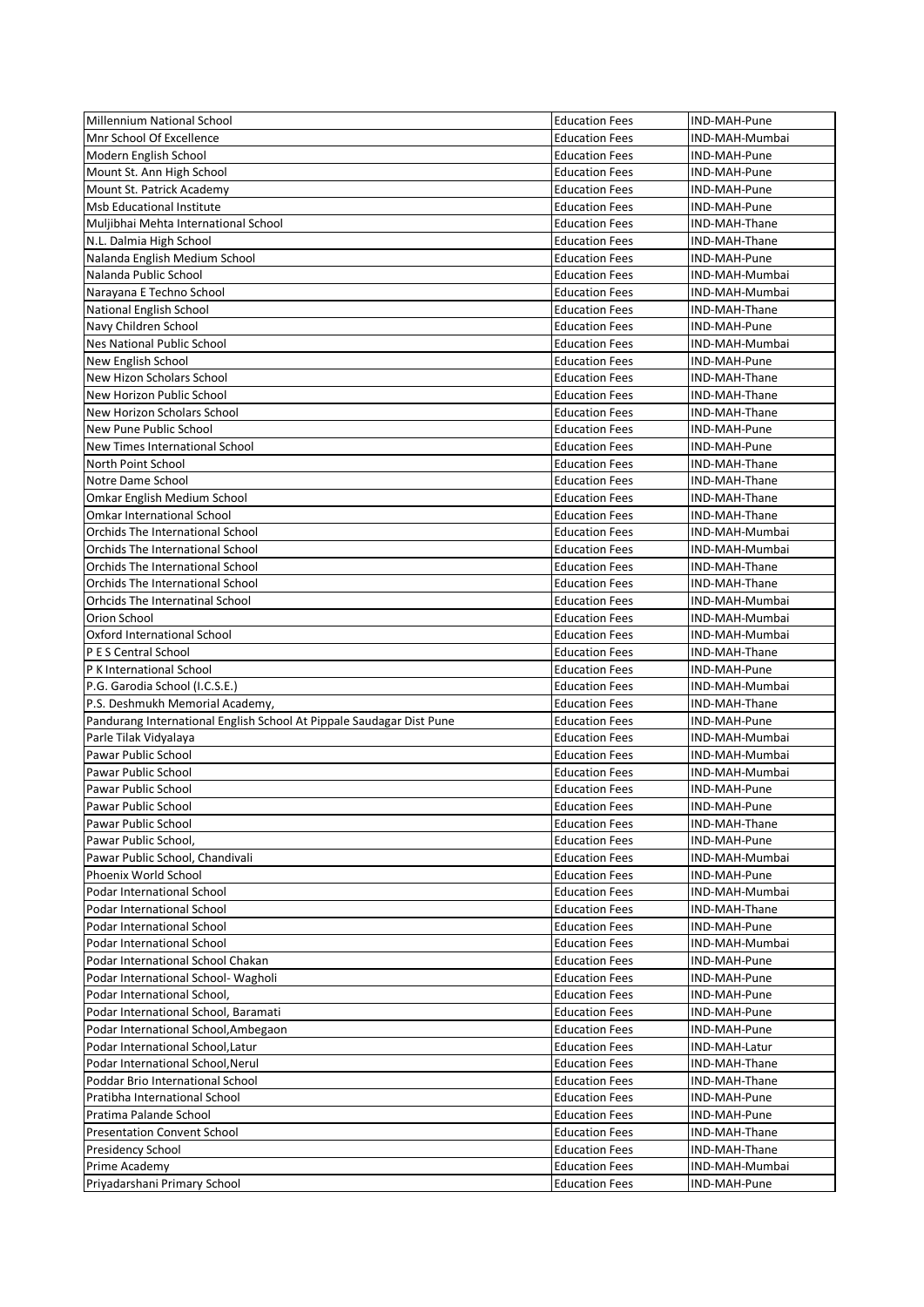| Millennium National School | Education Fees | IND-MAH-Pune |
|---|---|---|
| Mnr School Of Excellence | Education Fees | IND-MAH-Mumbai |
| Modern English School | Education Fees | IND-MAH-Pune |
| Mount St. Ann High School | Education Fees | IND-MAH-Pune |
| Mount St. Patrick Academy | Education Fees | IND-MAH-Pune |
| Msb Educational Institute | Education Fees | IND-MAH-Pune |
| Muljibhai Mehta International School | Education Fees | IND-MAH-Thane |
| N.L. Dalmia High School | Education Fees | IND-MAH-Thane |
| Nalanda English Medium School | Education Fees | IND-MAH-Pune |
| Nalanda Public School | Education Fees | IND-MAH-Mumbai |
| Narayana E Techno School | Education Fees | IND-MAH-Mumbai |
| National English School | Education Fees | IND-MAH-Thane |
| Navy Children School | Education Fees | IND-MAH-Pune |
| Nes National Public School | Education Fees | IND-MAH-Mumbai |
| New English School | Education Fees | IND-MAH-Pune |
| New Hizon Scholars School | Education Fees | IND-MAH-Thane |
| New Horizon Public School | Education Fees | IND-MAH-Thane |
| New Horizon Scholars School | Education Fees | IND-MAH-Thane |
| New Pune Public School | Education Fees | IND-MAH-Pune |
| New Times International School | Education Fees | IND-MAH-Pune |
| North Point School | Education Fees | IND-MAH-Thane |
| Notre Dame School | Education Fees | IND-MAH-Thane |
| Omkar English Medium School | Education Fees | IND-MAH-Thane |
| Omkar International School | Education Fees | IND-MAH-Thane |
| Orchids The International School | Education Fees | IND-MAH-Mumbai |
| Orchids The International School | Education Fees | IND-MAH-Mumbai |
| Orchids The International School | Education Fees | IND-MAH-Thane |
| Orchids The International School | Education Fees | IND-MAH-Thane |
| Orhcids The Internatinal School | Education Fees | IND-MAH-Mumbai |
| Orion School | Education Fees | IND-MAH-Mumbai |
| Oxford International School | Education Fees | IND-MAH-Mumbai |
| P E S Central School | Education Fees | IND-MAH-Thane |
| P K International School | Education Fees | IND-MAH-Pune |
| P.G. Garodia School (I.C.S.E.) | Education Fees | IND-MAH-Mumbai |
| P.S. Deshmukh Memorial Academy, | Education Fees | IND-MAH-Thane |
| Pandurang International English School At Pippale Saudagar Dist Pune | Education Fees | IND-MAH-Pune |
| Parle Tilak Vidyalaya | Education Fees | IND-MAH-Mumbai |
| Pawar Public School | Education Fees | IND-MAH-Mumbai |
| Pawar Public School | Education Fees | IND-MAH-Mumbai |
| Pawar Public School | Education Fees | IND-MAH-Pune |
| Pawar Public School | Education Fees | IND-MAH-Pune |
| Pawar Public School | Education Fees | IND-MAH-Thane |
| Pawar Public School, | Education Fees | IND-MAH-Pune |
| Pawar Public School, Chandivali | Education Fees | IND-MAH-Mumbai |
| Phoenix World School | Education Fees | IND-MAH-Pune |
| Podar International School | Education Fees | IND-MAH-Mumbai |
| Podar International School | Education Fees | IND-MAH-Thane |
| Podar International School | Education Fees | IND-MAH-Pune |
| Podar International School | Education Fees | IND-MAH-Mumbai |
| Podar International School Chakan | Education Fees | IND-MAH-Pune |
| Podar International School- Wagholi | Education Fees | IND-MAH-Pune |
| Podar International School, | Education Fees | IND-MAH-Pune |
| Podar International School, Baramati | Education Fees | IND-MAH-Pune |
| Podar International School,Ambegaon | Education Fees | IND-MAH-Pune |
| Podar International School,Latur | Education Fees | IND-MAH-Latur |
| Podar International School,Nerul | Education Fees | IND-MAH-Thane |
| Poddar Brio International School | Education Fees | IND-MAH-Thane |
| Pratibha International School | Education Fees | IND-MAH-Pune |
| Pratima Palande School | Education Fees | IND-MAH-Pune |
| Presentation Convent School | Education Fees | IND-MAH-Thane |
| Presidency School | Education Fees | IND-MAH-Thane |
| Prime Academy | Education Fees | IND-MAH-Mumbai |
| Priyadarshani Primary School | Education Fees | IND-MAH-Pune |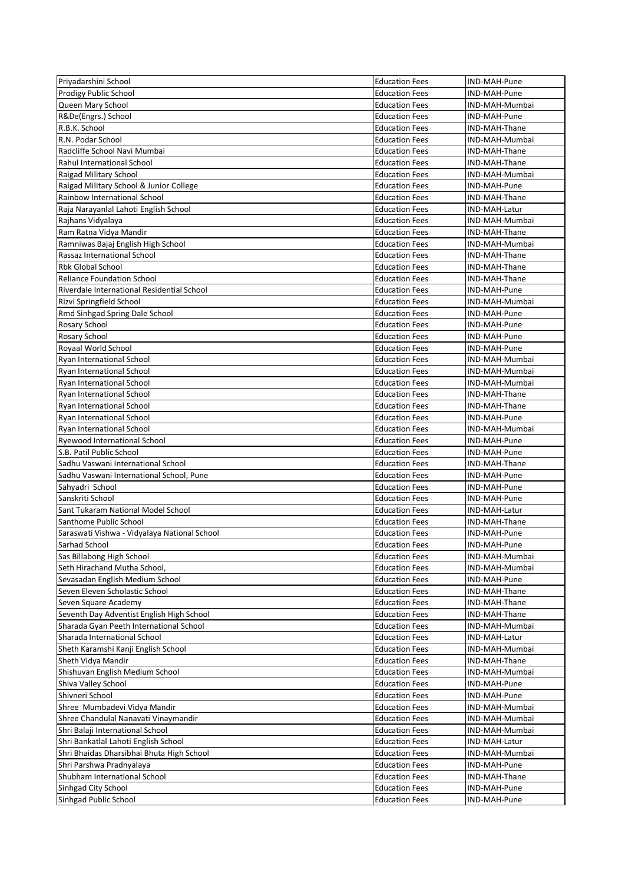| Priyadarshini School | Education Fees | IND-MAH-Pune |
|---|---|---|
| Prodigy Public School | Education Fees | IND-MAH-Pune |
| Queen Mary School | Education Fees | IND-MAH-Mumbai |
| R&De(Engrs.) School | Education Fees | IND-MAH-Pune |
| R.B.K. School | Education Fees | IND-MAH-Thane |
| R.N. Podar School | Education Fees | IND-MAH-Mumbai |
| Radcliffe School Navi Mumbai | Education Fees | IND-MAH-Thane |
| Rahul International School | Education Fees | IND-MAH-Thane |
| Raigad Military School | Education Fees | IND-MAH-Mumbai |
| Raigad Military School & Junior College | Education Fees | IND-MAH-Pune |
| Rainbow International School | Education Fees | IND-MAH-Thane |
| Raja Narayanlal Lahoti English School | Education Fees | IND-MAH-Latur |
| Rajhans Vidyalaya | Education Fees | IND-MAH-Mumbai |
| Ram Ratna Vidya Mandir | Education Fees | IND-MAH-Thane |
| Ramniwas Bajaj English High School | Education Fees | IND-MAH-Mumbai |
| Rassaz International School | Education Fees | IND-MAH-Thane |
| Rbk Global School | Education Fees | IND-MAH-Thane |
| Reliance Foundation School | Education Fees | IND-MAH-Thane |
| Riverdale International Residential School | Education Fees | IND-MAH-Pune |
| Rizvi Springfield School | Education Fees | IND-MAH-Mumbai |
| Rmd Sinhgad Spring Dale School | Education Fees | IND-MAH-Pune |
| Rosary School | Education Fees | IND-MAH-Pune |
| Rosary School | Education Fees | IND-MAH-Pune |
| Royaal World School | Education Fees | IND-MAH-Pune |
| Ryan International School | Education Fees | IND-MAH-Mumbai |
| Ryan International School | Education Fees | IND-MAH-Mumbai |
| Ryan International School | Education Fees | IND-MAH-Mumbai |
| Ryan International School | Education Fees | IND-MAH-Thane |
| Ryan International School | Education Fees | IND-MAH-Thane |
| Ryan International School | Education Fees | IND-MAH-Pune |
| Ryan International School | Education Fees | IND-MAH-Mumbai |
| Ryewood International School | Education Fees | IND-MAH-Pune |
| S.B. Patil Public School | Education Fees | IND-MAH-Pune |
| Sadhu Vaswani International School | Education Fees | IND-MAH-Thane |
| Sadhu Vaswani International School, Pune | Education Fees | IND-MAH-Pune |
| Sahyadri School | Education Fees | IND-MAH-Pune |
| Sanskriti School | Education Fees | IND-MAH-Pune |
| Sant Tukaram National Model School | Education Fees | IND-MAH-Latur |
| Santhome Public School | Education Fees | IND-MAH-Thane |
| Saraswati Vishwa - Vidyalaya National School | Education Fees | IND-MAH-Pune |
| Sarhad School | Education Fees | IND-MAH-Pune |
| Sas Billabong High School | Education Fees | IND-MAH-Mumbai |
| Seth Hirachand Mutha School, | Education Fees | IND-MAH-Mumbai |
| Sevasadan English Medium School | Education Fees | IND-MAH-Pune |
| Seven Eleven Scholastic School | Education Fees | IND-MAH-Thane |
| Seven Square Academy | Education Fees | IND-MAH-Thane |
| Seventh Day Adventist English High School | Education Fees | IND-MAH-Thane |
| Sharada Gyan Peeth International School | Education Fees | IND-MAH-Mumbai |
| Sharada International School | Education Fees | IND-MAH-Latur |
| Sheth Karamshi Kanji English School | Education Fees | IND-MAH-Mumbai |
| Sheth Vidya Mandir | Education Fees | IND-MAH-Thane |
| Shishuvan English Medium School | Education Fees | IND-MAH-Mumbai |
| Shiva Valley School | Education Fees | IND-MAH-Pune |
| Shivneri School | Education Fees | IND-MAH-Pune |
| Shree Mumbadevi Vidya Mandir | Education Fees | IND-MAH-Mumbai |
| Shree Chandulal Nanavati Vinaymandir | Education Fees | IND-MAH-Mumbai |
| Shri Balaji International School | Education Fees | IND-MAH-Mumbai |
| Shri Bankatlal Lahoti English School | Education Fees | IND-MAH-Latur |
| Shri Bhaidas Dharsibhai Bhuta High School | Education Fees | IND-MAH-Mumbai |
| Shri Parshwa Pradnyalaya | Education Fees | IND-MAH-Pune |
| Shubham International School | Education Fees | IND-MAH-Thane |
| Sinhgad City School | Education Fees | IND-MAH-Pune |
| Sinhgad Public School | Education Fees | IND-MAH-Pune |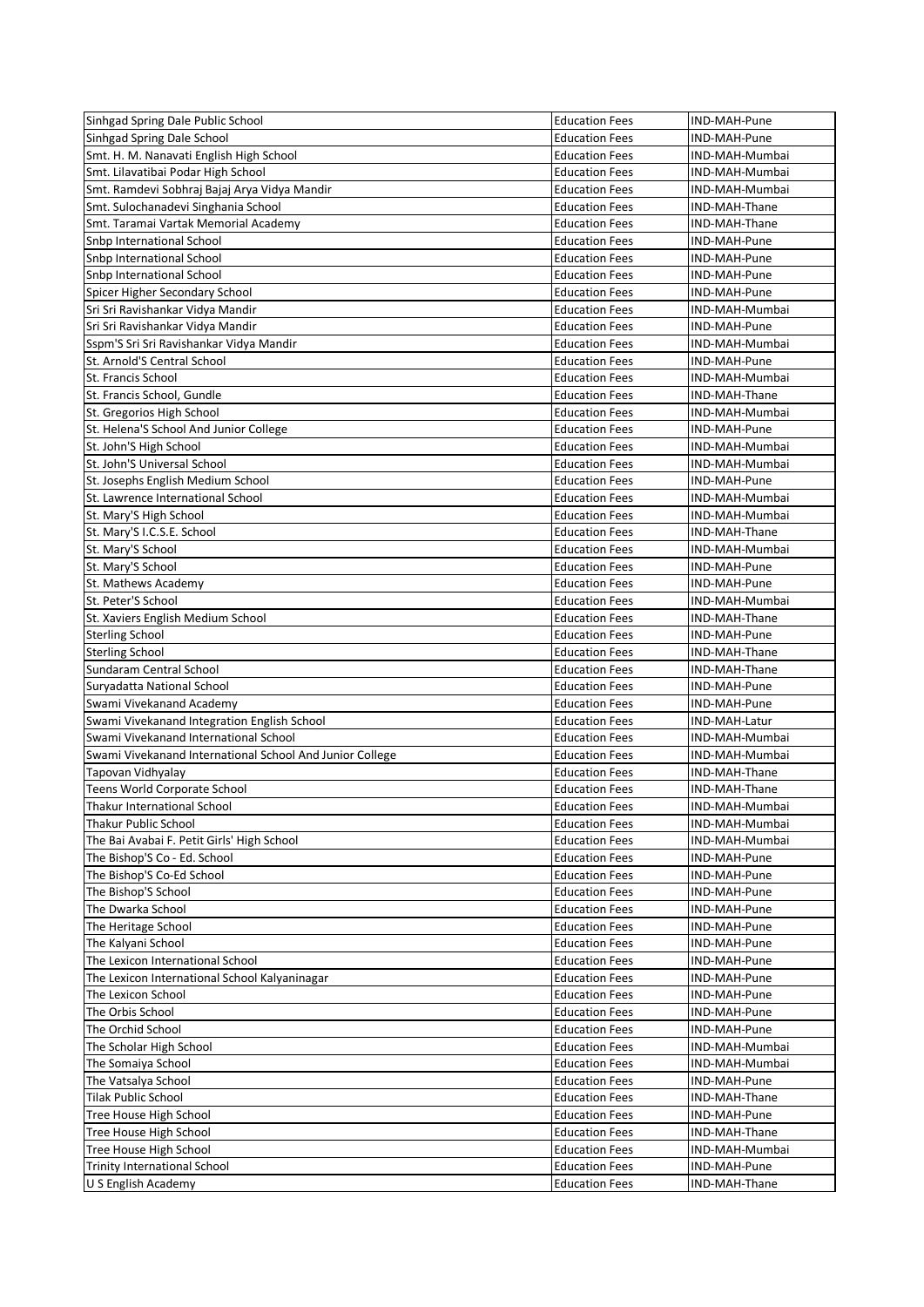| Sinhgad Spring Dale Public School | Education Fees | IND-MAH-Pune |
|---|---|---|
| Sinhgad Spring Dale School | Education Fees | IND-MAH-Pune |
| Smt. H. M. Nanavati English High School | Education Fees | IND-MAH-Mumbai |
| Smt. Lilavatibai Podar High School | Education Fees | IND-MAH-Mumbai |
| Smt. Ramdevi Sobhraj Bajaj Arya Vidya Mandir | Education Fees | IND-MAH-Mumbai |
| Smt. Sulochanadevi Singhania School | Education Fees | IND-MAH-Thane |
| Smt. Taramai Vartak Memorial Academy | Education Fees | IND-MAH-Thane |
| Snbp International School | Education Fees | IND-MAH-Pune |
| Snbp International School | Education Fees | IND-MAH-Pune |
| Snbp International School | Education Fees | IND-MAH-Pune |
| Spicer Higher Secondary School | Education Fees | IND-MAH-Pune |
| Sri Sri Ravishankar Vidya Mandir | Education Fees | IND-MAH-Mumbai |
| Sri Sri Ravishankar Vidya Mandir | Education Fees | IND-MAH-Pune |
| Sspm'S Sri Sri Ravishankar Vidya Mandir | Education Fees | IND-MAH-Mumbai |
| St. Arnold'S Central School | Education Fees | IND-MAH-Pune |
| St. Francis School | Education Fees | IND-MAH-Mumbai |
| St. Francis School, Gundle | Education Fees | IND-MAH-Thane |
| St. Gregorios High School | Education Fees | IND-MAH-Mumbai |
| St. Helena'S School And Junior College | Education Fees | IND-MAH-Pune |
| St. John'S High School | Education Fees | IND-MAH-Mumbai |
| St. John'S Universal School | Education Fees | IND-MAH-Mumbai |
| St. Josephs English Medium School | Education Fees | IND-MAH-Pune |
| St. Lawrence International School | Education Fees | IND-MAH-Mumbai |
| St. Mary'S High School | Education Fees | IND-MAH-Mumbai |
| St. Mary'S I.C.S.E. School | Education Fees | IND-MAH-Thane |
| St. Mary'S School | Education Fees | IND-MAH-Mumbai |
| St. Mary'S School | Education Fees | IND-MAH-Pune |
| St. Mathews Academy | Education Fees | IND-MAH-Pune |
| St. Peter'S School | Education Fees | IND-MAH-Mumbai |
| St. Xaviers English Medium School | Education Fees | IND-MAH-Thane |
| Sterling School | Education Fees | IND-MAH-Pune |
| Sterling School | Education Fees | IND-MAH-Thane |
| Sundaram Central School | Education Fees | IND-MAH-Thane |
| Suryadatta National School | Education Fees | IND-MAH-Pune |
| Swami Vivekanand Academy | Education Fees | IND-MAH-Pune |
| Swami Vivekanand Integration English School | Education Fees | IND-MAH-Latur |
| Swami Vivekanand International School | Education Fees | IND-MAH-Mumbai |
| Swami Vivekanand International School And Junior College | Education Fees | IND-MAH-Mumbai |
| Tapovan Vidhyalay | Education Fees | IND-MAH-Thane |
| Teens World Corporate School | Education Fees | IND-MAH-Thane |
| Thakur International School | Education Fees | IND-MAH-Mumbai |
| Thakur Public School | Education Fees | IND-MAH-Mumbai |
| The Bai Avabai F. Petit Girls' High School | Education Fees | IND-MAH-Mumbai |
| The Bishop'S Co - Ed. School | Education Fees | IND-MAH-Pune |
| The Bishop'S Co-Ed School | Education Fees | IND-MAH-Pune |
| The Bishop'S School | Education Fees | IND-MAH-Pune |
| The Dwarka School | Education Fees | IND-MAH-Pune |
| The Heritage School | Education Fees | IND-MAH-Pune |
| The Kalyani School | Education Fees | IND-MAH-Pune |
| The Lexicon International School | Education Fees | IND-MAH-Pune |
| The Lexicon International School Kalyaninagar | Education Fees | IND-MAH-Pune |
| The Lexicon School | Education Fees | IND-MAH-Pune |
| The Orbis School | Education Fees | IND-MAH-Pune |
| The Orchid School | Education Fees | IND-MAH-Pune |
| The Scholar High School | Education Fees | IND-MAH-Mumbai |
| The Somaiya School | Education Fees | IND-MAH-Mumbai |
| The Vatsalya School | Education Fees | IND-MAH-Pune |
| Tilak Public School | Education Fees | IND-MAH-Thane |
| Tree House High School | Education Fees | IND-MAH-Pune |
| Tree House High School | Education Fees | IND-MAH-Thane |
| Tree House High School | Education Fees | IND-MAH-Mumbai |
| Trinity International School | Education Fees | IND-MAH-Pune |
| U S English Academy | Education Fees | IND-MAH-Thane |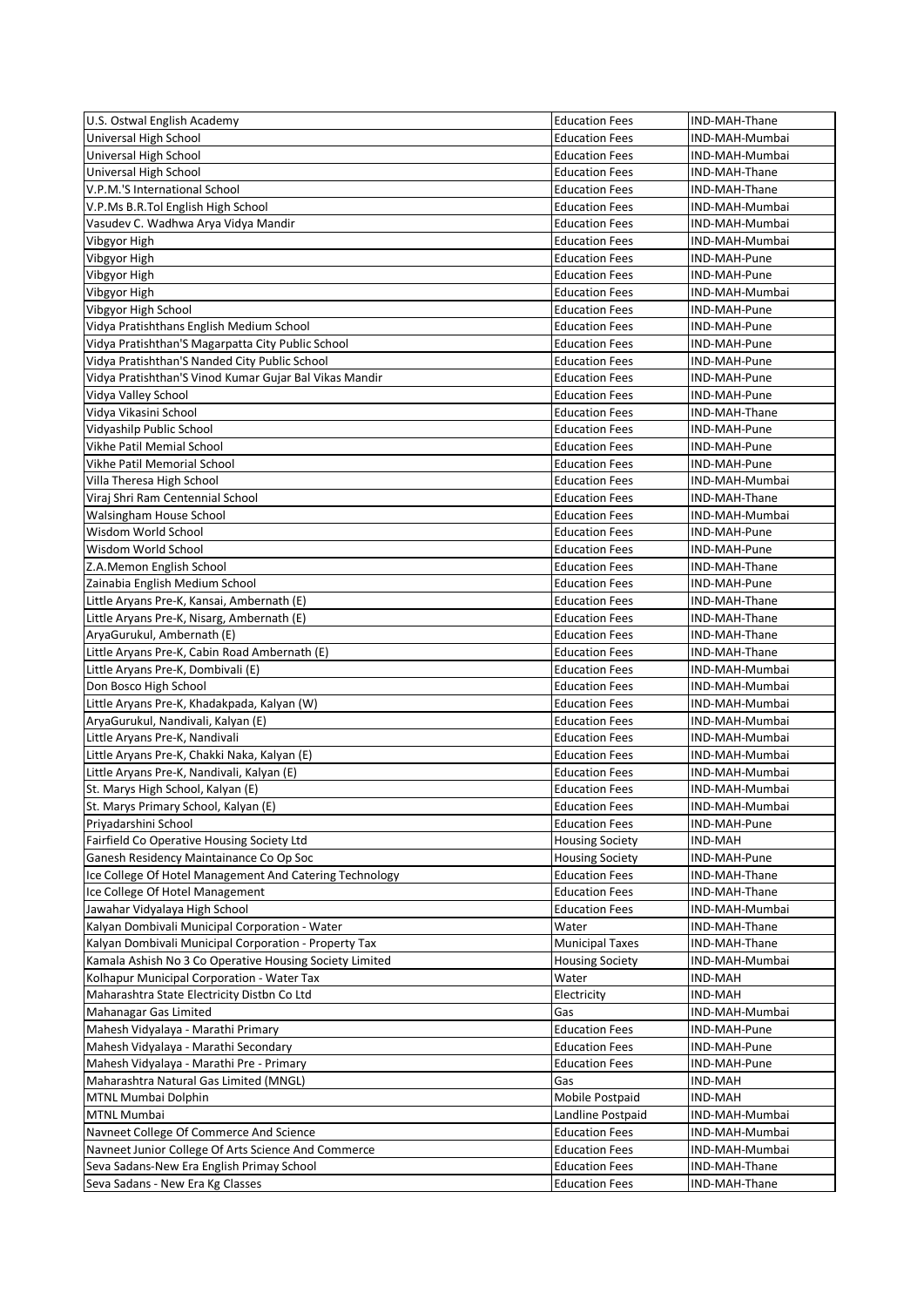| U.S. Ostwal English Academy | Education Fees | IND-MAH-Thane |
|---|---|---|
| Universal High School | Education Fees | IND-MAH-Mumbai |
| Universal High School | Education Fees | IND-MAH-Mumbai |
| Universal High School | Education Fees | IND-MAH-Thane |
| V.P.M.'S International School | Education Fees | IND-MAH-Thane |
| V.P.Ms B.R.Tol English High School | Education Fees | IND-MAH-Mumbai |
| Vasudev C. Wadhwa Arya Vidya Mandir | Education Fees | IND-MAH-Mumbai |
| Vibgyor High | Education Fees | IND-MAH-Mumbai |
| Vibgyor High | Education Fees | IND-MAH-Pune |
| Vibgyor High | Education Fees | IND-MAH-Pune |
| Vibgyor High | Education Fees | IND-MAH-Mumbai |
| Vibgyor High School | Education Fees | IND-MAH-Pune |
| Vidya Pratishthans English Medium School | Education Fees | IND-MAH-Pune |
| Vidya Pratishthan'S Magarpatta City Public School | Education Fees | IND-MAH-Pune |
| Vidya Pratishthan'S Nanded City Public School | Education Fees | IND-MAH-Pune |
| Vidya Pratishthan'S Vinod Kumar Gujar Bal Vikas Mandir | Education Fees | IND-MAH-Pune |
| Vidya Valley School | Education Fees | IND-MAH-Pune |
| Vidya Vikasini School | Education Fees | IND-MAH-Thane |
| Vidyashilp Public School | Education Fees | IND-MAH-Pune |
| Vikhe Patil Memial School | Education Fees | IND-MAH-Pune |
| Vikhe Patil Memorial School | Education Fees | IND-MAH-Pune |
| Villa Theresa High School | Education Fees | IND-MAH-Mumbai |
| Viraj Shri Ram Centennial School | Education Fees | IND-MAH-Thane |
| Walsingham House School | Education Fees | IND-MAH-Mumbai |
| Wisdom World School | Education Fees | IND-MAH-Pune |
| Wisdom World School | Education Fees | IND-MAH-Pune |
| Z.A.Memon English School | Education Fees | IND-MAH-Thane |
| Zainabia English Medium School | Education Fees | IND-MAH-Pune |
| Little Aryans Pre-K, Kansai, Ambernath (E) | Education Fees | IND-MAH-Thane |
| Little Aryans Pre-K, Nisarg, Ambernath (E) | Education Fees | IND-MAH-Thane |
| AryaGurukul, Ambernath (E) | Education Fees | IND-MAH-Thane |
| Little Aryans Pre-K, Cabin Road Ambernath (E) | Education Fees | IND-MAH-Thane |
| Little Aryans Pre-K, Dombivali (E) | Education Fees | IND-MAH-Mumbai |
| Don Bosco High School | Education Fees | IND-MAH-Mumbai |
| Little Aryans Pre-K, Khadakpada, Kalyan (W) | Education Fees | IND-MAH-Mumbai |
| AryaGurukul, Nandivali, Kalyan (E) | Education Fees | IND-MAH-Mumbai |
| Little Aryans Pre-K, Nandivali | Education Fees | IND-MAH-Mumbai |
| Little Aryans Pre-K, Chakki Naka, Kalyan (E) | Education Fees | IND-MAH-Mumbai |
| Little Aryans Pre-K, Nandivali, Kalyan (E) | Education Fees | IND-MAH-Mumbai |
| St. Marys High School, Kalyan (E) | Education Fees | IND-MAH-Mumbai |
| St. Marys Primary School, Kalyan (E) | Education Fees | IND-MAH-Mumbai |
| Priyadarshini School | Education Fees | IND-MAH-Pune |
| Fairfield Co Operative Housing Society Ltd | Housing Society | IND-MAH |
| Ganesh Residency Maintainance Co Op Soc | Housing Society | IND-MAH-Pune |
| Ice College Of Hotel Management And Catering Technology | Education Fees | IND-MAH-Thane |
| Ice College Of Hotel Management | Education Fees | IND-MAH-Thane |
| Jawahar Vidyalaya High School | Education Fees | IND-MAH-Mumbai |
| Kalyan Dombivali Municipal Corporation - Water | Water | IND-MAH-Thane |
| Kalyan Dombivali Municipal Corporation - Property Tax | Municipal Taxes | IND-MAH-Thane |
| Kamala Ashish No 3 Co Operative Housing Society Limited | Housing Society | IND-MAH-Mumbai |
| Kolhapur Municipal Corporation - Water Tax | Water | IND-MAH |
| Maharashtra State Electricity Distbn Co Ltd | Electricity | IND-MAH |
| Mahanagar Gas Limited | Gas | IND-MAH-Mumbai |
| Mahesh Vidyalaya - Marathi Primary | Education Fees | IND-MAH-Pune |
| Mahesh Vidyalaya - Marathi Secondary | Education Fees | IND-MAH-Pune |
| Mahesh Vidyalaya - Marathi Pre - Primary | Education Fees | IND-MAH-Pune |
| Maharashtra Natural Gas Limited (MNGL) | Gas | IND-MAH |
| MTNL Mumbai Dolphin | Mobile Postpaid | IND-MAH |
| MTNL Mumbai | Landline Postpaid | IND-MAH-Mumbai |
| Navneet College Of Commerce And Science | Education Fees | IND-MAH-Mumbai |
| Navneet Junior College Of Arts Science And Commerce | Education Fees | IND-MAH-Mumbai |
| Seva Sadans-New Era English Primay School | Education Fees | IND-MAH-Thane |
| Seva Sadans - New Era Kg Classes | Education Fees | IND-MAH-Thane |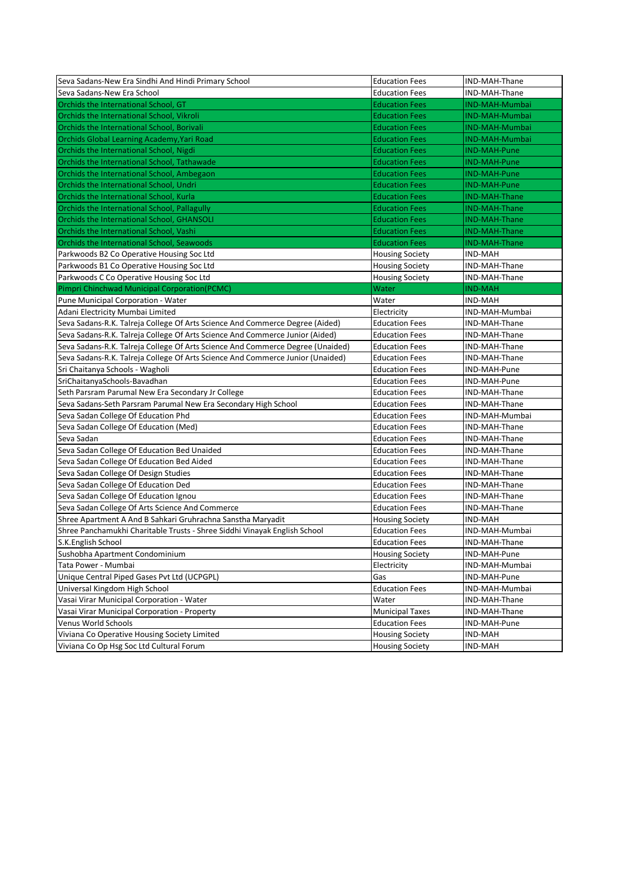| | | |
|---|---|---|
| Seva Sadans-New Era Sindhi And Hindi Primary School | Education Fees | IND-MAH-Thane |
| Seva Sadans-New Era School | Education Fees | IND-MAH-Thane |
| Orchids the International School, GT | Education Fees | IND-MAH-Mumbai |
| Orchids the International School, Vikroli | Education Fees | IND-MAH-Mumbai |
| Orchids the International School, Borivali | Education Fees | IND-MAH-Mumbai |
| Orchids Global Learning Academy,Yari Road | Education Fees | IND-MAH-Mumbai |
| Orchids the International School, Nigdi | Education Fees | IND-MAH-Pune |
| Orchids the International School, Tathawade | Education Fees | IND-MAH-Pune |
| Orchids the International School, Ambegaon | Education Fees | IND-MAH-Pune |
| Orchids the International School, Undri | Education Fees | IND-MAH-Pune |
| Orchids the International School, Kurla | Education Fees | IND-MAH-Thane |
| Orchids the International School, Pallagully | Education Fees | IND-MAH-Thane |
| Orchids the International School, GHANSOLI | Education Fees | IND-MAH-Thane |
| Orchids the International School, Vashi | Education Fees | IND-MAH-Thane |
| Orchids the International School, Seawoods | Education Fees | IND-MAH-Thane |
| Parkwoods B2 Co Operative Housing Soc Ltd | Housing Society | IND-MAH |
| Parkwoods B1 Co Operative Housing Soc Ltd | Housing Society | IND-MAH-Thane |
| Parkwoods C Co Operative Housing Soc Ltd | Housing Society | IND-MAH-Thane |
| Pimpri Chinchwad Municipal Corporation(PCMC) | Water | IND-MAH |
| Pune Municipal Corporation - Water | Water | IND-MAH |
| Adani Electricity Mumbai Limited | Electricity | IND-MAH-Mumbai |
| Seva Sadans-R.K. Talreja College Of Arts Science And Commerce Degree (Aided) | Education Fees | IND-MAH-Thane |
| Seva Sadans-R.K. Talreja College Of Arts Science And Commerce Junior (Aided) | Education Fees | IND-MAH-Thane |
| Seva Sadans-R.K. Talreja College Of Arts Science And Commerce Degree (Unaided) | Education Fees | IND-MAH-Thane |
| Seva Sadans-R.K. Talreja College Of Arts Science And Commerce Junior (Unaided) | Education Fees | IND-MAH-Thane |
| Sri Chaitanya Schools - Wagholi | Education Fees | IND-MAH-Pune |
| SriChaitanyaSchools-Bavadhan | Education Fees | IND-MAH-Pune |
| Seth Parsram Parumal New Era Secondary Jr College | Education Fees | IND-MAH-Thane |
| Seva Sadans-Seth Parsram Parumal New Era Secondary High School | Education Fees | IND-MAH-Thane |
| Seva Sadan College Of Education Phd | Education Fees | IND-MAH-Mumbai |
| Seva Sadan College Of Education (Med) | Education Fees | IND-MAH-Thane |
| Seva Sadan | Education Fees | IND-MAH-Thane |
| Seva Sadan College Of Education Bed Unaided | Education Fees | IND-MAH-Thane |
| Seva Sadan College Of Education Bed Aided | Education Fees | IND-MAH-Thane |
| Seva Sadan College Of Design Studies | Education Fees | IND-MAH-Thane |
| Seva Sadan College Of Education Ded | Education Fees | IND-MAH-Thane |
| Seva Sadan College Of Education Ignou | Education Fees | IND-MAH-Thane |
| Seva Sadan College Of Arts Science And Commerce | Education Fees | IND-MAH-Thane |
| Shree Apartment A And B Sahkari Gruhrachna Sanstha Maryadit | Housing Society | IND-MAH |
| Shree Panchamukhi Charitable Trusts - Shree Siddhi Vinayak English School | Education Fees | IND-MAH-Mumbai |
| S.K.English School | Education Fees | IND-MAH-Thane |
| Sushobha Apartment Condominium | Housing Society | IND-MAH-Pune |
| Tata Power - Mumbai | Electricity | IND-MAH-Mumbai |
| Unique Central Piped Gases Pvt Ltd (UCPGPL) | Gas | IND-MAH-Pune |
| Universal Kingdom High School | Education Fees | IND-MAH-Mumbai |
| Vasai Virar Municipal Corporation - Water | Water | IND-MAH-Thane |
| Vasai Virar Municipal Corporation - Property | Municipal Taxes | IND-MAH-Thane |
| Venus World Schools | Education Fees | IND-MAH-Pune |
| Viviana Co Operative Housing Society Limited | Housing Society | IND-MAH |
| Viviana Co Op Hsg Soc Ltd Cultural Forum | Housing Society | IND-MAH |